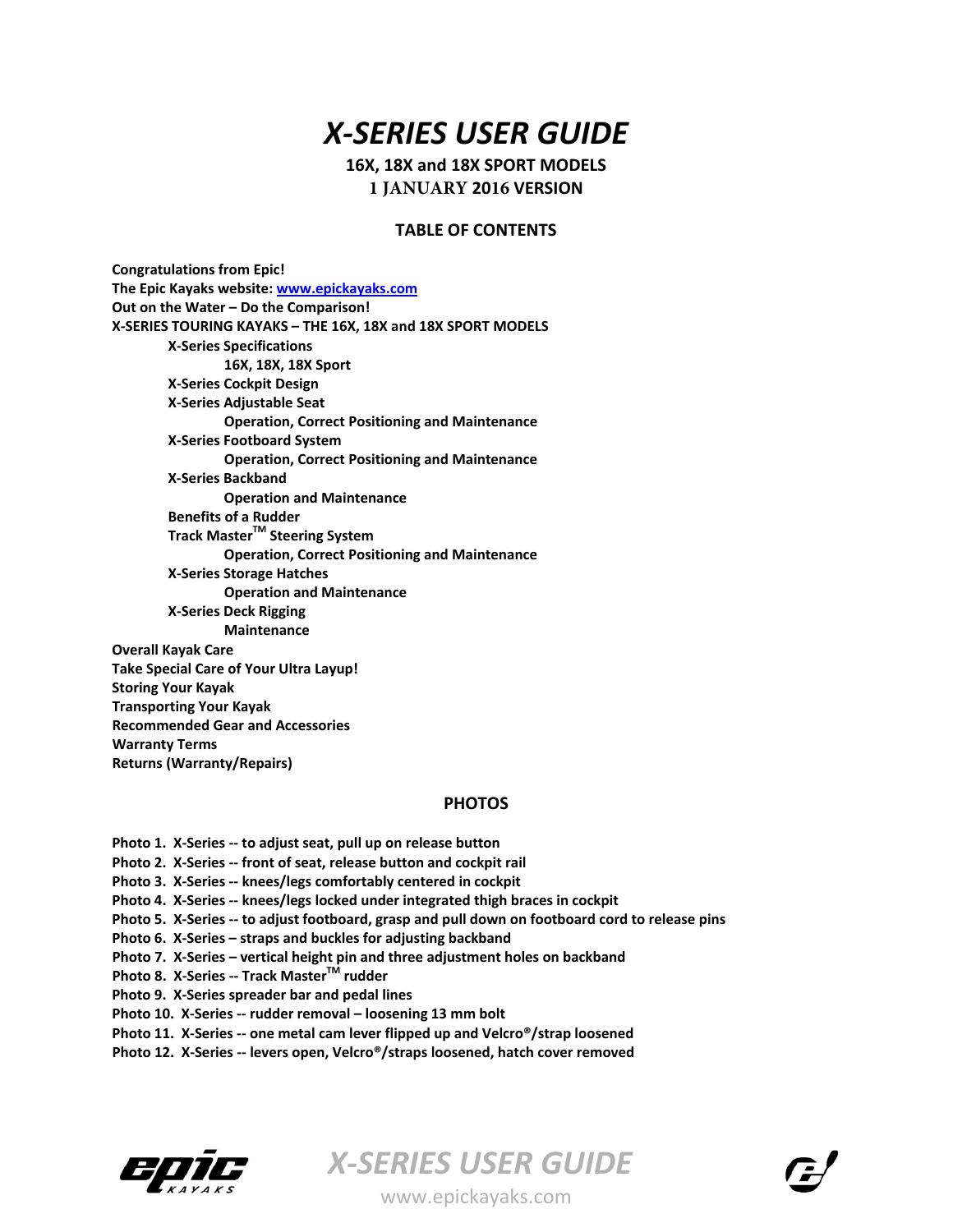# *X-SERIES USER GUIDE*

**16X, 18X and 18X SPORT MODELS**
**1 JANUARY 2016 VERSION**

## TABLE OF CONTENTS

**Congratulations from Epic!**
**The Epic Kayaks website: [www.epickayaks.com](http://www.epickayaks.com)**
**Out on the Water – Do the Comparison!**
**X-SERIES TOURING KAYAKS – THE 16X, 18X and 18X SPORT MODELS**

- **X-Series Specifications**
  - **16X, 18X, 18X Sport**
- **X-Series Cockpit Design**
- **X-Series Adjustable Seat**
  - **Operation, Correct Positioning and Maintenance**
- **X-Series Footboard System**
  - **Operation, Correct Positioning and Maintenance**
- **X-Series Backband**
  - **Operation and Maintenance**
- **Benefits of a Rudder**
- **Track Master™ Steering System**
  - **Operation, Correct Positioning and Maintenance**
- **X-Series Storage Hatches**
  - **Operation and Maintenance**
- **X-Series Deck Rigging**
  - **Maintenance**

**Overall Kayak Care**
**Take Special Care of Your Ultra Layup!**
**Storing Your Kayak**
**Transporting Your Kayak**
**Recommended Gear and Accessories**
**Warranty Terms**
**Returns (Warranty/Repairs)**

## PHOTOS

**Photo 1. X-Series -- to adjust seat, pull up on release button**
**Photo 2. X-Series -- front of seat, release button and cockpit rail**
**Photo 3. X-Series -- knees/legs comfortably centered in cockpit**
**Photo 4. X-Series -- knees/legs locked under integrated thigh braces in cockpit**
**Photo 5. X-Series -- to adjust footboard, grasp and pull down on footboard cord to release pins**
**Photo 6. X-Series – straps and buckles for adjusting backband**
**Photo 7. X-Series – vertical height pin and three adjustment holes on backband**
**Photo 8. X-Series -- Track Master™ rudder**
**Photo 9. X-Series spreader bar and pedal lines**
**Photo 10. X-Series -- rudder removal – loosening 13 mm bolt**
**Photo 11. X-Series -- one metal cam lever flipped up and Velcro®/strap loosened**
**Photo 12. X-Series -- levers open, Velcro®/straps loosened, hatch cover removed**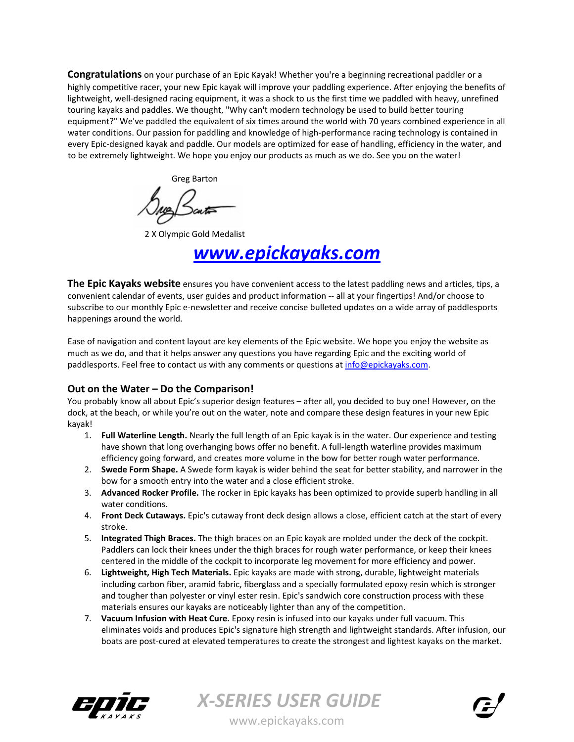**Congratulations** on your purchase of an Epic Kayak! Whether you're a beginning recreational paddler or a highly competitive racer, your new Epic kayak will improve your paddling experience. After enjoying the benefits of lightweight, well-designed racing equipment, it was a shock to us the first time we paddled with heavy, unrefined touring kayaks and paddles. We thought, "Why can't modern technology be used to build better touring equipment?" We've paddled the equivalent of six times around the world with 70 years combined experience in all water conditions. Our passion for paddling and knowledge of high-performance racing technology is contained in every Epic-designed kayak and paddle. Our models are optimized for ease of handling, efficiency in the water, and to be extremely lightweight. We hope you enjoy our products as much as we do. See you on the water!

Greg Barton

2 X Olympic Gold Medalist

***www.epickayaks.com***

**The Epic Kayaks website** ensures you have convenient access to the latest paddling news and articles, tips, a convenient calendar of events, user guides and product information -- all at your fingertips! And/or choose to subscribe to our monthly Epic e-newsletter and receive concise bulleted updates on a wide array of paddlesports happenings around the world.

Ease of navigation and content layout are key elements of the Epic website. We hope you enjoy the website as much as we do, and that it helps answer any questions you have regarding Epic and the exciting world of paddlesports. Feel free to contact us with any comments or questions at info@epickayaks.com.

### Out on the Water – Do the Comparison!

You probably know all about Epic's superior design features – after all, you decided to buy one! However, on the dock, at the beach, or while you're out on the water, note and compare these design features in your new Epic kayak!

1. **Full Waterline Length.** Nearly the full length of an Epic kayak is in the water. Our experience and testing have shown that long overhanging bows offer no benefit. A full-length waterline provides maximum efficiency going forward, and creates more volume in the bow for better rough water performance.
2. **Swede Form Shape.** A Swede form kayak is wider behind the seat for better stability, and narrower in the bow for a smooth entry into the water and a close efficient stroke.
3. **Advanced Rocker Profile.** The rocker in Epic kayaks has been optimized to provide superb handling in all water conditions.
4. **Front Deck Cutaways.** Epic's cutaway front deck design allows a close, efficient catch at the start of every stroke.
5. **Integrated Thigh Braces.** The thigh braces on an Epic kayak are molded under the deck of the cockpit. Paddlers can lock their knees under the thigh braces for rough water performance, or keep their knees centered in the middle of the cockpit to incorporate leg movement for more efficiency and power.
6. **Lightweight, High Tech Materials.** Epic kayaks are made with strong, durable, lightweight materials including carbon fiber, aramid fabric, fiberglass and a specially formulated epoxy resin which is stronger and tougher than polyester or vinyl ester resin. Epic's sandwich core construction process with these materials ensures our kayaks are noticeably lighter than any of the competition.
7. **Vacuum Infusion with Heat Cure.** Epoxy resin is infused into our kayaks under full vacuum. This eliminates voids and produces Epic's signature high strength and lightweight standards. After infusion, our boats are post-cured at elevated temperatures to create the strongest and lightest kayaks on the market.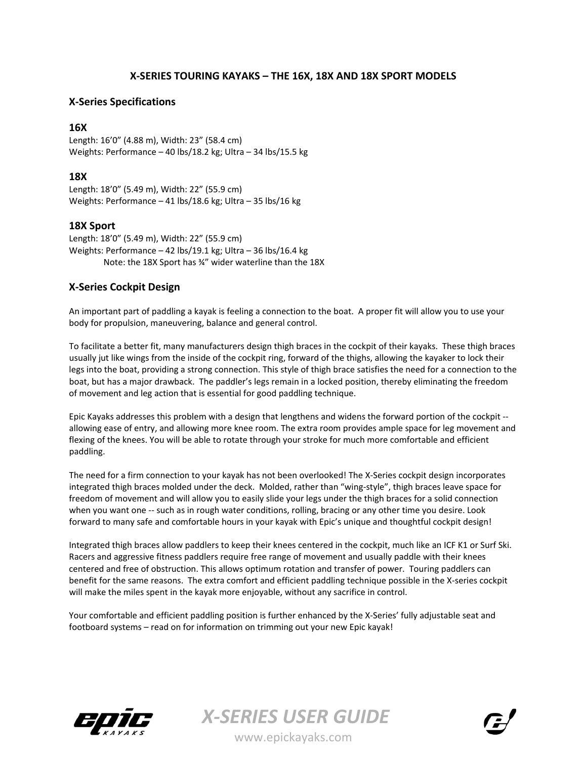# X-SERIES TOURING KAYAKS – THE 16X, 18X AND 18X SPORT MODELS

## X-Series Specifications

### 16X

Length: 16’0” (4.88 m), Width: 23” (58.4 cm)
Weights: Performance – 40 lbs/18.2 kg; Ultra – 34 lbs/15.5 kg

### 18X

Length: 18’0” (5.49 m), Width: 22” (55.9 cm)
Weights: Performance – 41 lbs/18.6 kg; Ultra – 35 lbs/16 kg

### 18X Sport

Length: 18’0” (5.49 m), Width: 22” (55.9 cm)
Weights: Performance – 42 lbs/19.1 kg; Ultra – 36 lbs/16.4 kg
Note: the 18X Sport has ¾” wider waterline than the 18X

## X-Series Cockpit Design

An important part of paddling a kayak is feeling a connection to the boat. A proper fit will allow you to use your body for propulsion, maneuvering, balance and general control.

To facilitate a better fit, many manufacturers design thigh braces in the cockpit of their kayaks. These thigh braces usually jut like wings from the inside of the cockpit ring, forward of the thighs, allowing the kayaker to lock their legs into the boat, providing a strong connection. This style of thigh brace satisfies the need for a connection to the boat, but has a major drawback. The paddler’s legs remain in a locked position, thereby eliminating the freedom of movement and leg action that is essential for good paddling technique.

Epic Kayaks addresses this problem with a design that lengthens and widens the forward portion of the cockpit -- allowing ease of entry, and allowing more knee room. The extra room provides ample space for leg movement and flexing of the knees. You will be able to rotate through your stroke for much more comfortable and efficient paddling.

The need for a firm connection to your kayak has not been overlooked! The X-Series cockpit design incorporates integrated thigh braces molded under the deck. Molded, rather than “wing-style”, thigh braces leave space for freedom of movement and will allow you to easily slide your legs under the thigh braces for a solid connection when you want one -- such as in rough water conditions, rolling, bracing or any other time you desire. Look forward to many safe and comfortable hours in your kayak with Epic’s unique and thoughtful cockpit design!

Integrated thigh braces allow paddlers to keep their knees centered in the cockpit, much like an ICF K1 or Surf Ski. Racers and aggressive fitness paddlers require free range of movement and usually paddle with their knees centered and free of obstruction. This allows optimum rotation and transfer of power. Touring paddlers can benefit for the same reasons. The extra comfort and efficient paddling technique possible in the X-series cockpit will make the miles spent in the kayak more enjoyable, without any sacrifice in control.

Your comfortable and efficient paddling position is further enhanced by the X-Series’ fully adjustable seat and footboard systems – read on for information on trimming out your new Epic kayak!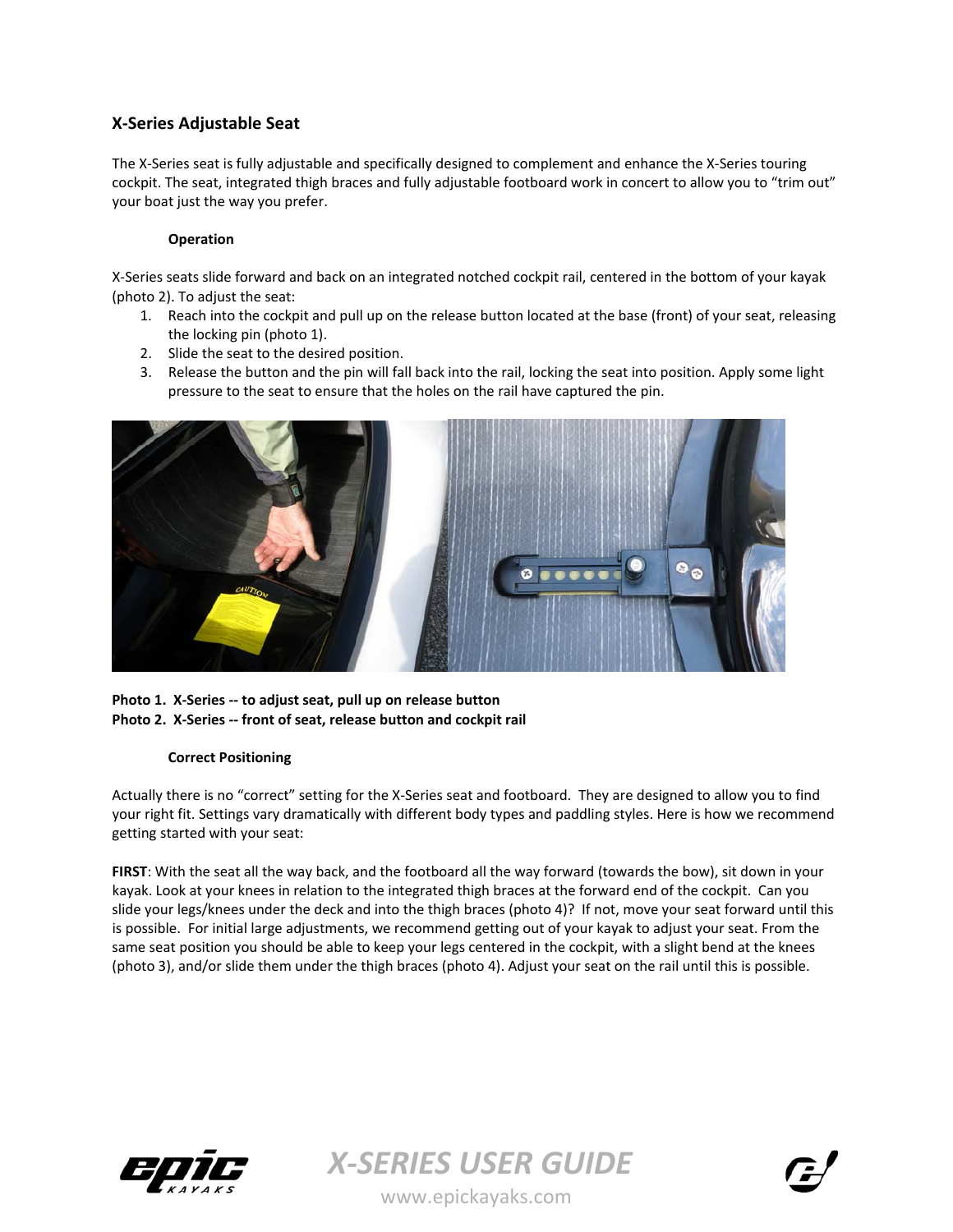## X-Series Adjustable Seat

The X-Series seat is fully adjustable and specifically designed to complement and enhance the X-Series touring cockpit. The seat, integrated thigh braces and fully adjustable footboard work in concert to allow you to "trim out" your boat just the way you prefer.

### Operation

X-Series seats slide forward and back on an integrated notched cockpit rail, centered in the bottom of your kayak (photo 2). To adjust the seat:

1. Reach into the cockpit and pull up on the release button located at the base (front) of your seat, releasing the locking pin (photo 1).
2. Slide the seat to the desired position.
3. Release the button and the pin will fall back into the rail, locking the seat into position. Apply some light pressure to the seat to ensure that the holes on the rail have captured the pin.

**Photo 1. X-Series -- to adjust seat, pull up on release button**
**Photo 2. X-Series -- front of seat, release button and cockpit rail**

### Correct Positioning

Actually there is no "correct" setting for the X-Series seat and footboard. They are designed to allow you to find your right fit. Settings vary dramatically with different body types and paddling styles. Here is how we recommend getting started with your seat:

**FIRST**: With the seat all the way back, and the footboard all the way forward (towards the bow), sit down in your kayak. Look at your knees in relation to the integrated thigh braces at the forward end of the cockpit. Can you slide your legs/knees under the deck and into the thigh braces (photo 4)? If not, move your seat forward until this is possible. For initial large adjustments, we recommend getting out of your kayak to adjust your seat. From the same seat position you should be able to keep your legs centered in the cockpit, with a slight bend at the knees (photo 3), and/or slide them under the thigh braces (photo 4). Adjust your seat on the rail until this is possible.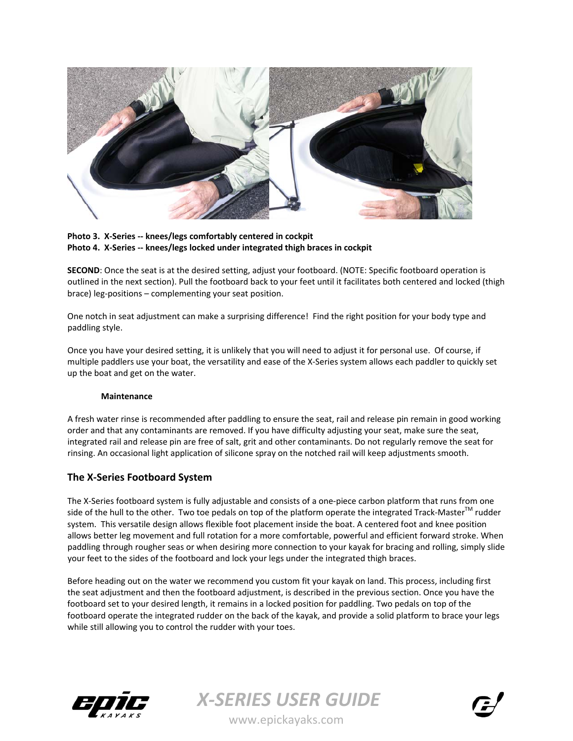**Photo 3. X-Series -- knees/legs comfortably centered in cockpit**
**Photo 4. X-Series -- knees/legs locked under integrated thigh braces in cockpit**

**SECOND**: Once the seat is at the desired setting, adjust your footboard. (NOTE: Specific footboard operation is outlined in the next section). Pull the footboard back to your feet until it facilitates both centered and locked (thigh brace) leg-positions – complementing your seat position.

One notch in seat adjustment can make a surprising difference! Find the right position for your body type and paddling style.

Once you have your desired setting, it is unlikely that you will need to adjust it for personal use. Of course, if multiple paddlers use your boat, the versatility and ease of the X-Series system allows each paddler to quickly set up the boat and get on the water.

**Maintenance**

A fresh water rinse is recommended after paddling to ensure the seat, rail and release pin remain in good working order and that any contaminants are removed. If you have difficulty adjusting your seat, make sure the seat, integrated rail and release pin are free of salt, grit and other contaminants. Do not regularly remove the seat for rinsing. An occasional light application of silicone spray on the notched rail will keep adjustments smooth.

## The X-Series Footboard System

The X-Series footboard system is fully adjustable and consists of a one-piece carbon platform that runs from one side of the hull to the other. Two toe pedals on top of the platform operate the integrated Track-Master™ rudder system. This versatile design allows flexible foot placement inside the boat. A centered foot and knee position allows better leg movement and full rotation for a more comfortable, powerful and efficient forward stroke. When paddling through rougher seas or when desiring more connection to your kayak for bracing and rolling, simply slide your feet to the sides of the footboard and lock your legs under the integrated thigh braces.

Before heading out on the water we recommend you custom fit your kayak on land. This process, including first the seat adjustment and then the footboard adjustment, is described in the previous section. Once you have the footboard set to your desired length, it remains in a locked position for paddling. Two pedals on top of the footboard operate the integrated rudder on the back of the kayak, and provide a solid platform to brace your legs while still allowing you to control the rudder with your toes.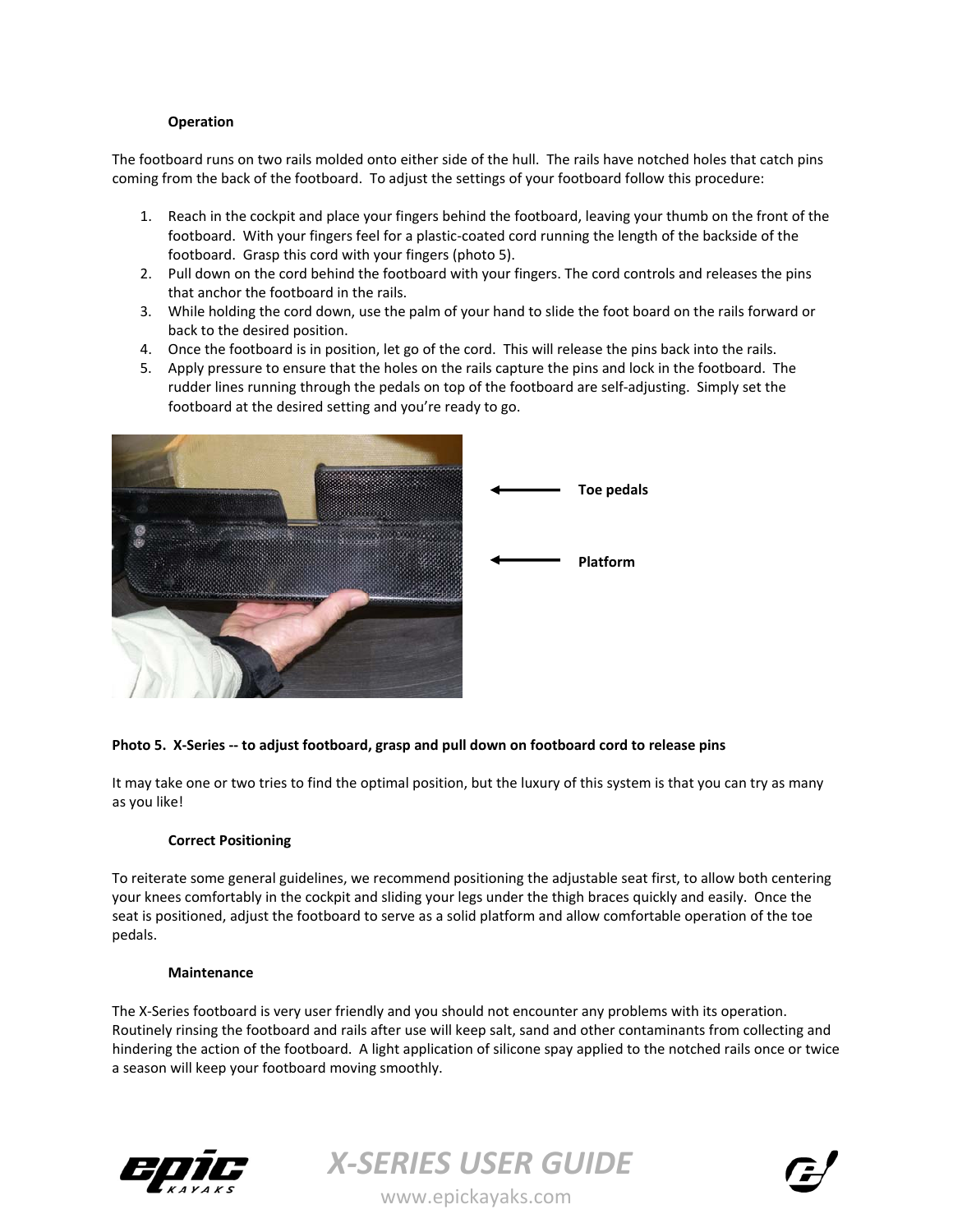### Operation

The footboard runs on two rails molded onto either side of the hull. The rails have notched holes that catch pins coming from the back of the footboard. To adjust the settings of your footboard follow this procedure:

1. Reach in the cockpit and place your fingers behind the footboard, leaving your thumb on the front of the footboard. With your fingers feel for a plastic-coated cord running the length of the backside of the footboard. Grasp this cord with your fingers (photo 5).
2. Pull down on the cord behind the footboard with your fingers. The cord controls and releases the pins that anchor the footboard in the rails.
3. While holding the cord down, use the palm of your hand to slide the foot board on the rails forward or back to the desired position.
4. Once the footboard is in position, let go of the cord. This will release the pins back into the rails.
5. Apply pressure to ensure that the holes on the rails capture the pins and lock in the footboard. The rudder lines running through the pedals on top of the footboard are self-adjusting. Simply set the footboard at the desired setting and you're ready to go.

**Toe pedals**

**Platform**

**Photo 5. X-Series -- to adjust footboard, grasp and pull down on footboard cord to release pins**

It may take one or two tries to find the optimal position, but the luxury of this system is that you can try as many as you like!

### Correct Positioning

To reiterate some general guidelines, we recommend positioning the adjustable seat first, to allow both centering your knees comfortably in the cockpit and sliding your legs under the thigh braces quickly and easily. Once the seat is positioned, adjust the footboard to serve as a solid platform and allow comfortable operation of the toe pedals.

### Maintenance

The X-Series footboard is very user friendly and you should not encounter any problems with its operation. Routinely rinsing the footboard and rails after use will keep salt, sand and other contaminants from collecting and hindering the action of the footboard. A light application of silicone spay applied to the notched rails once or twice a season will keep your footboard moving smoothly.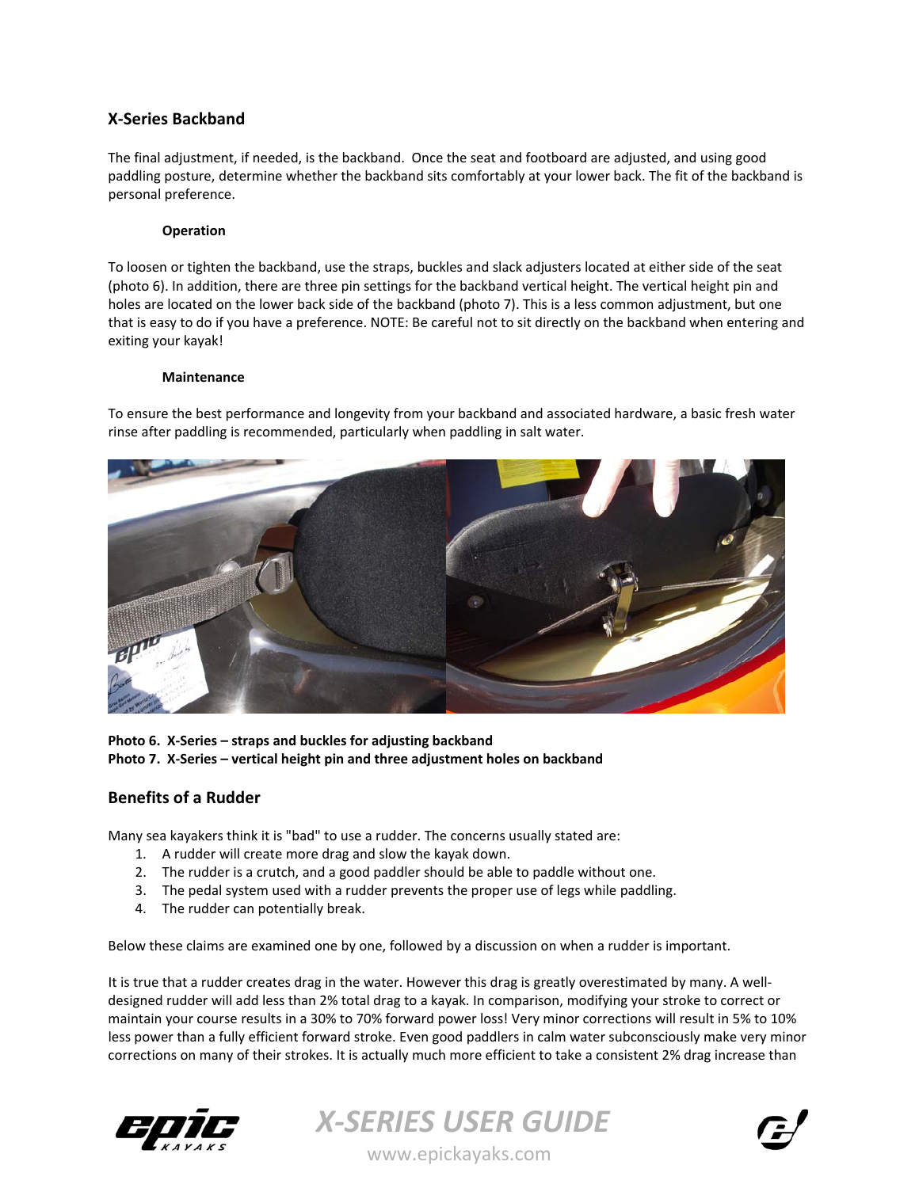## X-Series Backband

The final adjustment, if needed, is the backband. Once the seat and footboard are adjusted, and using good paddling posture, determine whether the backband sits comfortably at your lower back. The fit of the backband is personal preference.

### Operation

To loosen or tighten the backband, use the straps, buckles and slack adjusters located at either side of the seat (photo 6). In addition, there are three pin settings for the backband vertical height. The vertical height pin and holes are located on the lower back side of the backband (photo 7). This is a less common adjustment, but one that is easy to do if you have a preference. NOTE: Be careful not to sit directly on the backband when entering and exiting your kayak!

### Maintenance

To ensure the best performance and longevity from your backband and associated hardware, a basic fresh water rinse after paddling is recommended, particularly when paddling in salt water.

**Photo 6. X-Series – straps and buckles for adjusting backband**
**Photo 7. X-Series – vertical height pin and three adjustment holes on backband**

## Benefits of a Rudder

Many sea kayakers think it is "bad" to use a rudder. The concerns usually stated are:

1. A rudder will create more drag and slow the kayak down.
2. The rudder is a crutch, and a good paddler should be able to paddle without one.
3. The pedal system used with a rudder prevents the proper use of legs while paddling.
4. The rudder can potentially break.

Below these claims are examined one by one, followed by a discussion on when a rudder is important.

It is true that a rudder creates drag in the water. However this drag is greatly overestimated by many. A well-designed rudder will add less than 2% total drag to a kayak. In comparison, modifying your stroke to correct or maintain your course results in a 30% to 70% forward power loss! Very minor corrections will result in 5% to 10% less power than a fully efficient forward stroke. Even good paddlers in calm water subconsciously make very minor corrections on many of their strokes. It is actually much more efficient to take a consistent 2% drag increase than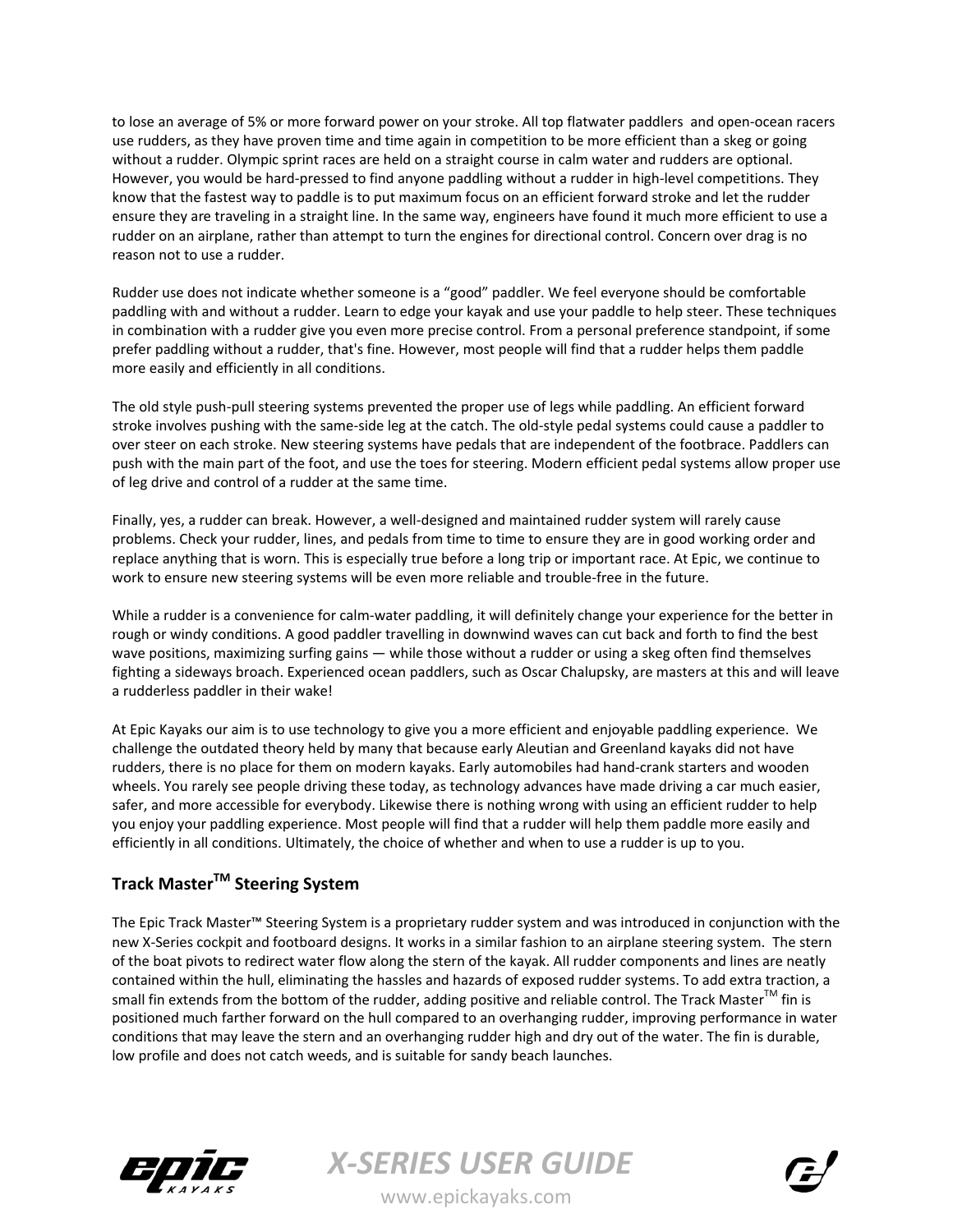to lose an average of 5% or more forward power on your stroke. All top flatwater paddlers and open-ocean racers use rudders, as they have proven time and time again in competition to be more efficient than a skeg or going without a rudder. Olympic sprint races are held on a straight course in calm water and rudders are optional. However, you would be hard-pressed to find anyone paddling without a rudder in high-level competitions. They know that the fastest way to paddle is to put maximum focus on an efficient forward stroke and let the rudder ensure they are traveling in a straight line. In the same way, engineers have found it much more efficient to use a rudder on an airplane, rather than attempt to turn the engines for directional control. Concern over drag is no reason not to use a rudder.

Rudder use does not indicate whether someone is a "good" paddler. We feel everyone should be comfortable paddling with and without a rudder. Learn to edge your kayak and use your paddle to help steer. These techniques in combination with a rudder give you even more precise control. From a personal preference standpoint, if some prefer paddling without a rudder, that's fine. However, most people will find that a rudder helps them paddle more easily and efficiently in all conditions.

The old style push-pull steering systems prevented the proper use of legs while paddling. An efficient forward stroke involves pushing with the same-side leg at the catch. The old-style pedal systems could cause a paddler to over steer on each stroke. New steering systems have pedals that are independent of the footbrace. Paddlers can push with the main part of the foot, and use the toes for steering. Modern efficient pedal systems allow proper use of leg drive and control of a rudder at the same time.

Finally, yes, a rudder can break. However, a well-designed and maintained rudder system will rarely cause problems. Check your rudder, lines, and pedals from time to time to ensure they are in good working order and replace anything that is worn. This is especially true before a long trip or important race. At Epic, we continue to work to ensure new steering systems will be even more reliable and trouble-free in the future.

While a rudder is a convenience for calm-water paddling, it will definitely change your experience for the better in rough or windy conditions. A good paddler travelling in downwind waves can cut back and forth to find the best wave positions, maximizing surfing gains — while those without a rudder or using a skeg often find themselves fighting a sideways broach. Experienced ocean paddlers, such as Oscar Chalupsky, are masters at this and will leave a rudderless paddler in their wake!

At Epic Kayaks our aim is to use technology to give you a more efficient and enjoyable paddling experience. We challenge the outdated theory held by many that because early Aleutian and Greenland kayaks did not have rudders, there is no place for them on modern kayaks. Early automobiles had hand-crank starters and wooden wheels. You rarely see people driving these today, as technology advances have made driving a car much easier, safer, and more accessible for everybody. Likewise there is nothing wrong with using an efficient rudder to help you enjoy your paddling experience. Most people will find that a rudder will help them paddle more easily and efficiently in all conditions. Ultimately, the choice of whether and when to use a rudder is up to you.

## Track Master™ Steering System

The Epic Track Master™ Steering System is a proprietary rudder system and was introduced in conjunction with the new X-Series cockpit and footboard designs. It works in a similar fashion to an airplane steering system. The stern of the boat pivots to redirect water flow along the stern of the kayak. All rudder components and lines are neatly contained within the hull, eliminating the hassles and hazards of exposed rudder systems. To add extra traction, a small fin extends from the bottom of the rudder, adding positive and reliable control. The Track Master™ fin is positioned much farther forward on the hull compared to an overhanging rudder, improving performance in water conditions that may leave the stern and an overhanging rudder high and dry out of the water. The fin is durable, low profile and does not catch weeds, and is suitable for sandy beach launches.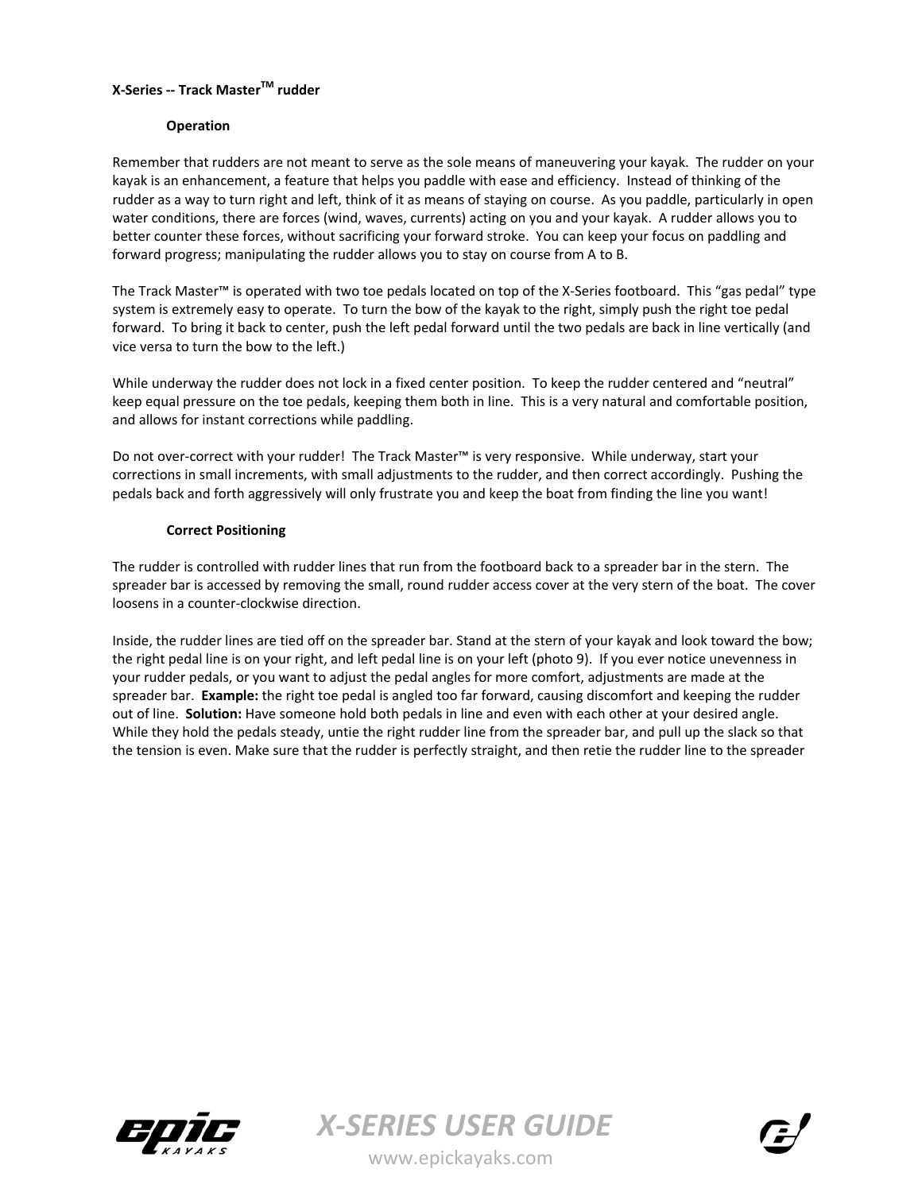**X-Series -- Track Master™ rudder**

**Operation**

Remember that rudders are not meant to serve as the sole means of maneuvering your kayak. The rudder on your kayak is an enhancement, a feature that helps you paddle with ease and efficiency. Instead of thinking of the rudder as a way to turn right and left, think of it as means of staying on course. As you paddle, particularly in open water conditions, there are forces (wind, waves, currents) acting on you and your kayak. A rudder allows you to better counter these forces, without sacrificing your forward stroke. You can keep your focus on paddling and forward progress; manipulating the rudder allows you to stay on course from A to B.

The Track Master™ is operated with two toe pedals located on top of the X-Series footboard. This "gas pedal" type system is extremely easy to operate. To turn the bow of the kayak to the right, simply push the right toe pedal forward. To bring it back to center, push the left pedal forward until the two pedals are back in line vertically (and vice versa to turn the bow to the left.)

While underway the rudder does not lock in a fixed center position. To keep the rudder centered and "neutral" keep equal pressure on the toe pedals, keeping them both in line. This is a very natural and comfortable position, and allows for instant corrections while paddling.

Do not over-correct with your rudder! The Track Master™ is very responsive. While underway, start your corrections in small increments, with small adjustments to the rudder, and then correct accordingly. Pushing the pedals back and forth aggressively will only frustrate you and keep the boat from finding the line you want!

**Correct Positioning**

The rudder is controlled with rudder lines that run from the footboard back to a spreader bar in the stern. The spreader bar is accessed by removing the small, round rudder access cover at the very stern of the boat. The cover loosens in a counter-clockwise direction.

Inside, the rudder lines are tied off on the spreader bar. Stand at the stern of your kayak and look toward the bow; the right pedal line is on your right, and left pedal line is on your left (photo 9). If you ever notice unevenness in your rudder pedals, or you want to adjust the pedal angles for more comfort, adjustments are made at the spreader bar. **Example:** the right toe pedal is angled too far forward, causing discomfort and keeping the rudder out of line. **Solution:** Have someone hold both pedals in line and even with each other at your desired angle. While they hold the pedals steady, untie the right rudder line from the spreader bar, and pull up the slack so that the tension is even. Make sure that the rudder is perfectly straight, and then retie the rudder line to the spreader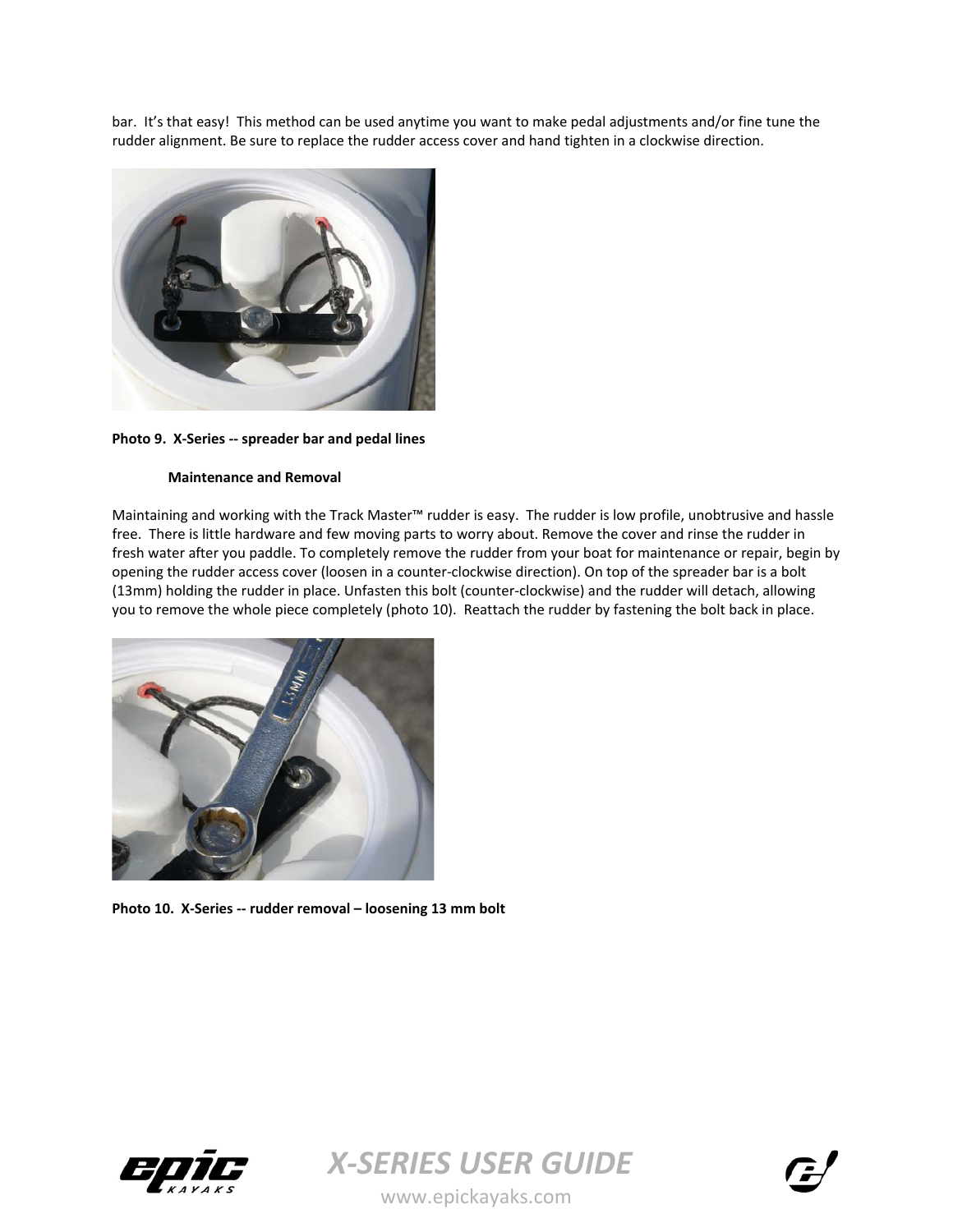bar. It's that easy! This method can be used anytime you want to make pedal adjustments and/or fine tune the rudder alignment. Be sure to replace the rudder access cover and hand tighten in a clockwise direction.

**Photo 9. X-Series -- spreader bar and pedal lines**

### Maintenance and Removal

Maintaining and working with the Track Master™ rudder is easy. The rudder is low profile, unobtrusive and hassle free. There is little hardware and few moving parts to worry about. Remove the cover and rinse the rudder in fresh water after you paddle. To completely remove the rudder from your boat for maintenance or repair, begin by opening the rudder access cover (loosen in a counter-clockwise direction). On top of the spreader bar is a bolt (13mm) holding the rudder in place. Unfasten this bolt (counter-clockwise) and the rudder will detach, allowing you to remove the whole piece completely (photo 10). Reattach the rudder by fastening the bolt back in place.

**Photo 10. X-Series -- rudder removal – loosening 13 mm bolt**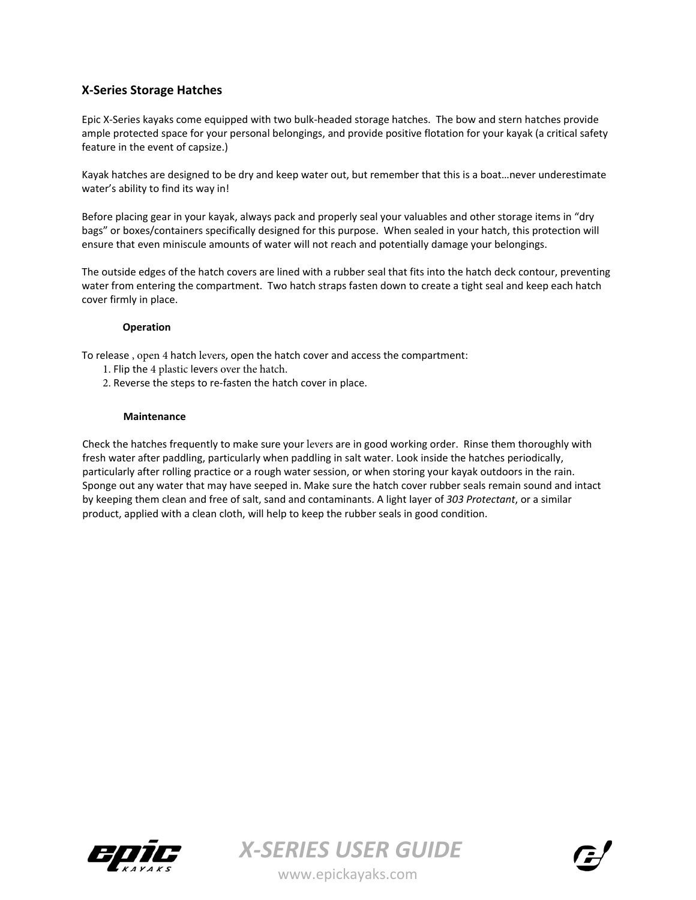## X-Series Storage Hatches

Epic X-Series kayaks come equipped with two bulk-headed storage hatches. The bow and stern hatches provide ample protected space for your personal belongings, and provide positive flotation for your kayak (a critical safety feature in the event of capsize.)

Kayak hatches are designed to be dry and keep water out, but remember that this is a boat…never underestimate water's ability to find its way in!

Before placing gear in your kayak, always pack and properly seal your valuables and other storage items in "dry bags" or boxes/containers specifically designed for this purpose. When sealed in your hatch, this protection will ensure that even miniscule amounts of water will not reach and potentially damage your belongings.

The outside edges of the hatch covers are lined with a rubber seal that fits into the hatch deck contour, preventing water from entering the compartment. Two hatch straps fasten down to create a tight seal and keep each hatch cover firmly in place.

### Operation

To release , open 4 hatch levers, open the hatch cover and access the compartment:

1. Flip the 4 plastic levers over the hatch.
2. Reverse the steps to re-fasten the hatch cover in place.

### Maintenance

Check the hatches frequently to make sure your levers are in good working order. Rinse them thoroughly with fresh water after paddling, particularly when paddling in salt water. Look inside the hatches periodically, particularly after rolling practice or a rough water session, or when storing your kayak outdoors in the rain. Sponge out any water that may have seeped in. Make sure the hatch cover rubber seals remain sound and intact by keeping them clean and free of salt, sand and contaminants. A light layer of *303 Protectant*, or a similar product, applied with a clean cloth, will help to keep the rubber seals in good condition.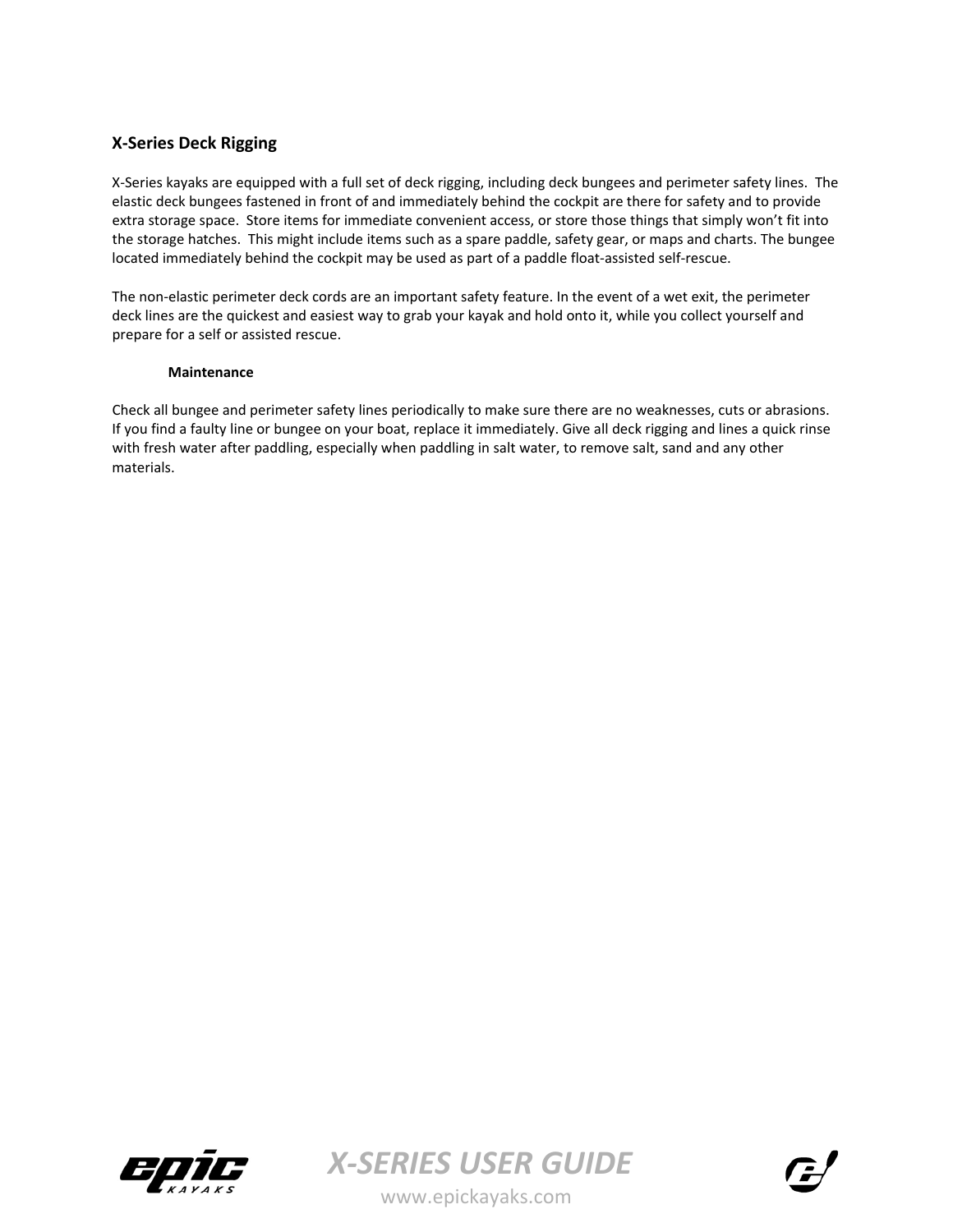## X-Series Deck Rigging

X-Series kayaks are equipped with a full set of deck rigging, including deck bungees and perimeter safety lines. The elastic deck bungees fastened in front of and immediately behind the cockpit are there for safety and to provide extra storage space. Store items for immediate convenient access, or store those things that simply won't fit into the storage hatches. This might include items such as a spare paddle, safety gear, or maps and charts. The bungee located immediately behind the cockpit may be used as part of a paddle float-assisted self-rescue.

The non-elastic perimeter deck cords are an important safety feature. In the event of a wet exit, the perimeter deck lines are the quickest and easiest way to grab your kayak and hold onto it, while you collect yourself and prepare for a self or assisted rescue.

### Maintenance

Check all bungee and perimeter safety lines periodically to make sure there are no weaknesses, cuts or abrasions. If you find a faulty line or bungee on your boat, replace it immediately. Give all deck rigging and lines a quick rinse with fresh water after paddling, especially when paddling in salt water, to remove salt, sand and any other materials.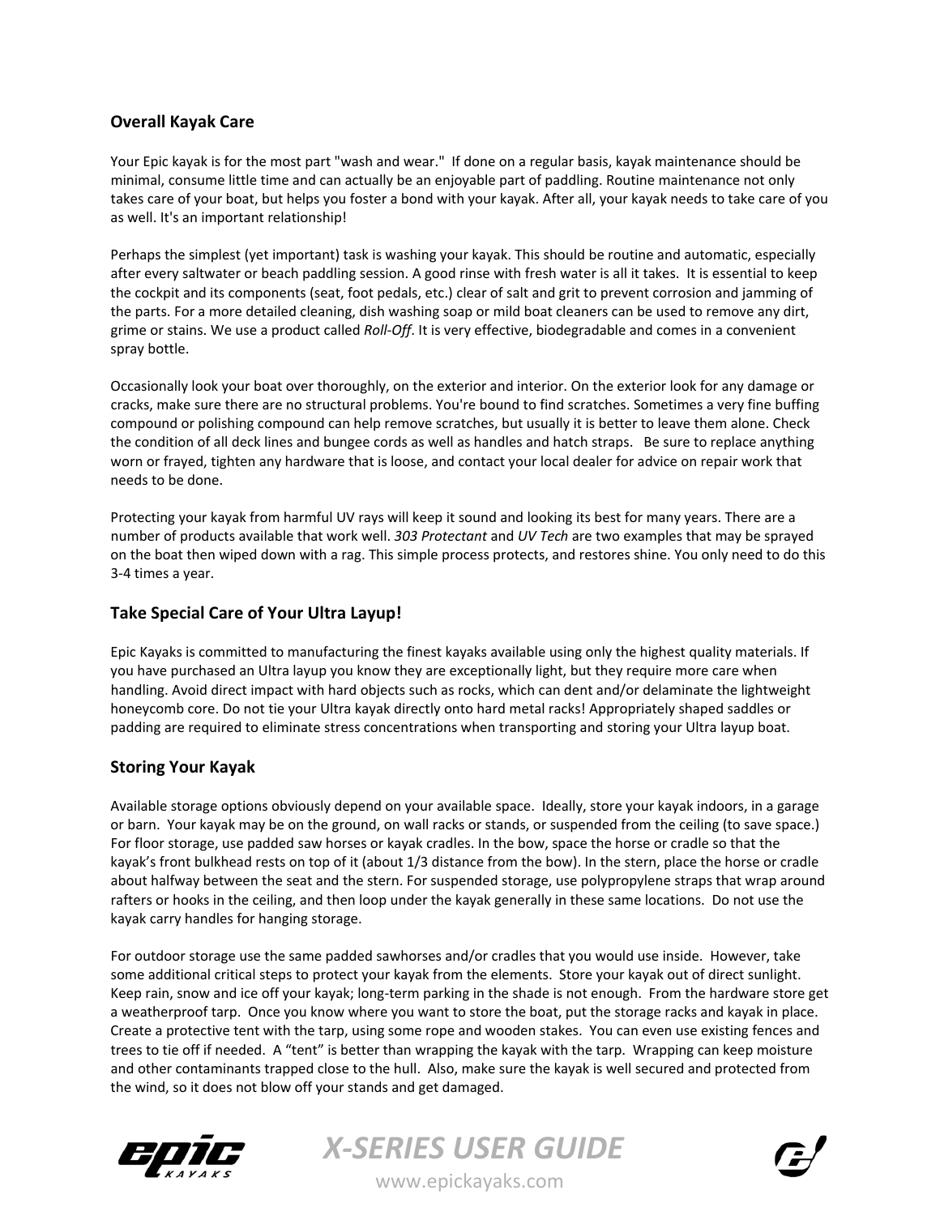## Overall Kayak Care

Your Epic kayak is for the most part "wash and wear." If done on a regular basis, kayak maintenance should be minimal, consume little time and can actually be an enjoyable part of paddling. Routine maintenance not only takes care of your boat, but helps you foster a bond with your kayak. After all, your kayak needs to take care of you as well. It's an important relationship!

Perhaps the simplest (yet important) task is washing your kayak. This should be routine and automatic, especially after every saltwater or beach paddling session. A good rinse with fresh water is all it takes. It is essential to keep the cockpit and its components (seat, foot pedals, etc.) clear of salt and grit to prevent corrosion and jamming of the parts. For a more detailed cleaning, dish washing soap or mild boat cleaners can be used to remove any dirt, grime or stains. We use a product called *Roll-Off*. It is very effective, biodegradable and comes in a convenient spray bottle.

Occasionally look your boat over thoroughly, on the exterior and interior. On the exterior look for any damage or cracks, make sure there are no structural problems. You're bound to find scratches. Sometimes a very fine buffing compound or polishing compound can help remove scratches, but usually it is better to leave them alone. Check the condition of all deck lines and bungee cords as well as handles and hatch straps. Be sure to replace anything worn or frayed, tighten any hardware that is loose, and contact your local dealer for advice on repair work that needs to be done.

Protecting your kayak from harmful UV rays will keep it sound and looking its best for many years. There are a number of products available that work well. *303 Protectant* and *UV Tech* are two examples that may be sprayed on the boat then wiped down with a rag. This simple process protects, and restores shine. You only need to do this 3-4 times a year.

## Take Special Care of Your Ultra Layup!

Epic Kayaks is committed to manufacturing the finest kayaks available using only the highest quality materials. If you have purchased an Ultra layup you know they are exceptionally light, but they require more care when handling. Avoid direct impact with hard objects such as rocks, which can dent and/or delaminate the lightweight honeycomb core. Do not tie your Ultra kayak directly onto hard metal racks! Appropriately shaped saddles or padding are required to eliminate stress concentrations when transporting and storing your Ultra layup boat.

## Storing Your Kayak

Available storage options obviously depend on your available space. Ideally, store your kayak indoors, in a garage or barn. Your kayak may be on the ground, on wall racks or stands, or suspended from the ceiling (to save space.) For floor storage, use padded saw horses or kayak cradles. In the bow, space the horse or cradle so that the kayak's front bulkhead rests on top of it (about 1/3 distance from the bow). In the stern, place the horse or cradle about halfway between the seat and the stern. For suspended storage, use polypropylene straps that wrap around rafters or hooks in the ceiling, and then loop under the kayak generally in these same locations. Do not use the kayak carry handles for hanging storage.

For outdoor storage use the same padded sawhorses and/or cradles that you would use inside. However, take some additional critical steps to protect your kayak from the elements. Store your kayak out of direct sunlight. Keep rain, snow and ice off your kayak; long-term parking in the shade is not enough. From the hardware store get a weatherproof tarp. Once you know where you want to store the boat, put the storage racks and kayak in place. Create a protective tent with the tarp, using some rope and wooden stakes. You can even use existing fences and trees to tie off if needed. A "tent" is better than wrapping the kayak with the tarp. Wrapping can keep moisture and other contaminants trapped close to the hull. Also, make sure the kayak is well secured and protected from the wind, so it does not blow off your stands and get damaged.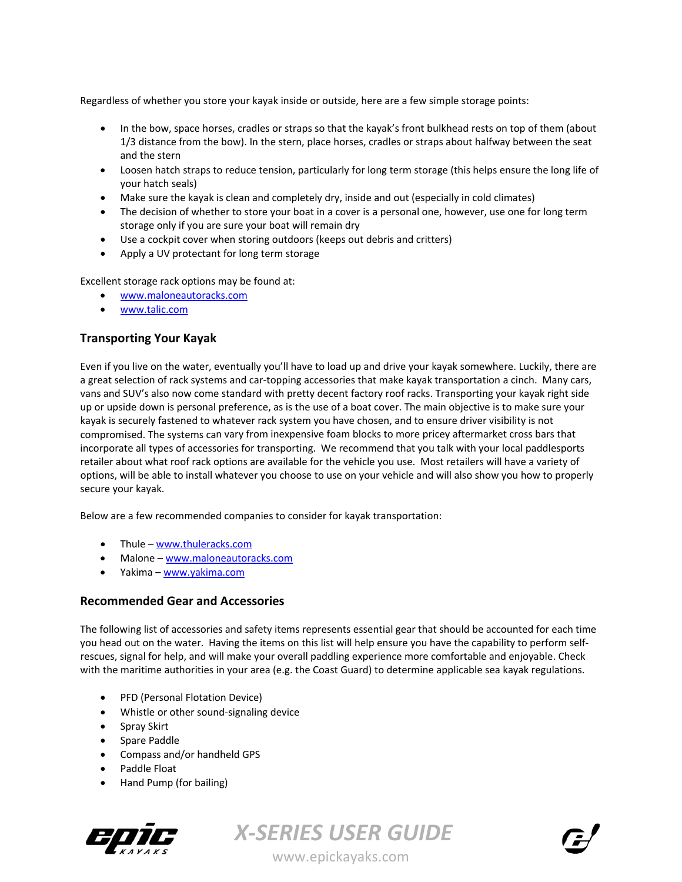Regardless of whether you store your kayak inside or outside, here are a few simple storage points:

- In the bow, space horses, cradles or straps so that the kayak's front bulkhead rests on top of them (about 1/3 distance from the bow). In the stern, place horses, cradles or straps about halfway between the seat and the stern
- Loosen hatch straps to reduce tension, particularly for long term storage (this helps ensure the long life of your hatch seals)
- Make sure the kayak is clean and completely dry, inside and out (especially in cold climates)
- The decision of whether to store your boat in a cover is a personal one, however, use one for long term storage only if you are sure your boat will remain dry
- Use a cockpit cover when storing outdoors (keeps out debris and critters)
- Apply a UV protectant for long term storage

Excellent storage rack options may be found at:

- www.maloneautoracks.com
- www.talic.com

## Transporting Your Kayak

Even if you live on the water, eventually you'll have to load up and drive your kayak somewhere. Luckily, there are a great selection of rack systems and car-topping accessories that make kayak transportation a cinch. Many cars, vans and SUV's also now come standard with pretty decent factory roof racks. Transporting your kayak right side up or upside down is personal preference, as is the use of a boat cover. The main objective is to make sure your kayak is securely fastened to whatever rack system you have chosen, and to ensure driver visibility is not compromised. The systems can vary from inexpensive foam blocks to more pricey aftermarket cross bars that incorporate all types of accessories for transporting. We recommend that you talk with your local paddlesports retailer about what roof rack options are available for the vehicle you use. Most retailers will have a variety of options, will be able to install whatever you choose to use on your vehicle and will also show you how to properly secure your kayak.

Below are a few recommended companies to consider for kayak transportation:

- Thule – www.thuleracks.com
- Malone – www.maloneautoracks.com
- Yakima – www.yakima.com

## Recommended Gear and Accessories

The following list of accessories and safety items represents essential gear that should be accounted for each time you head out on the water. Having the items on this list will help ensure you have the capability to perform self-rescues, signal for help, and will make your overall paddling experience more comfortable and enjoyable. Check with the maritime authorities in your area (e.g. the Coast Guard) to determine applicable sea kayak regulations.

- PFD (Personal Flotation Device)
- Whistle or other sound-signaling device
- Spray Skirt
- Spare Paddle
- Compass and/or handheld GPS
- Paddle Float
- Hand Pump (for bailing)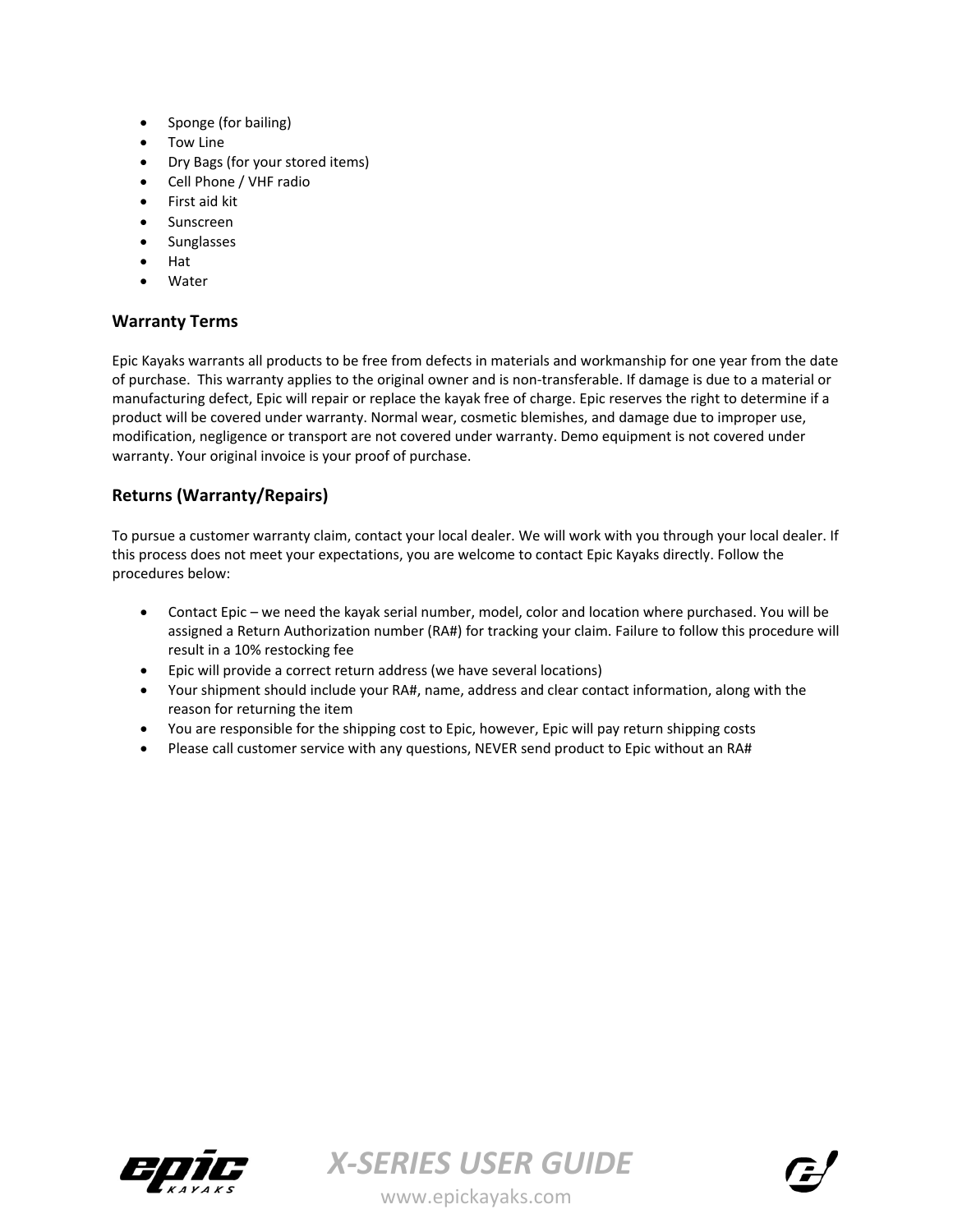- Sponge (for bailing)
- Tow Line
- Dry Bags (for your stored items)
- Cell Phone / VHF radio
- First aid kit
- Sunscreen
- Sunglasses
- Hat
- Water

## Warranty Terms

Epic Kayaks warrants all products to be free from defects in materials and workmanship for one year from the date of purchase. This warranty applies to the original owner and is non-transferable. If damage is due to a material or manufacturing defect, Epic will repair or replace the kayak free of charge. Epic reserves the right to determine if a product will be covered under warranty. Normal wear, cosmetic blemishes, and damage due to improper use, modification, negligence or transport are not covered under warranty. Demo equipment is not covered under warranty. Your original invoice is your proof of purchase.

## Returns (Warranty/Repairs)

To pursue a customer warranty claim, contact your local dealer. We will work with you through your local dealer. If this process does not meet your expectations, you are welcome to contact Epic Kayaks directly. Follow the procedures below:

- Contact Epic – we need the kayak serial number, model, color and location where purchased. You will be assigned a Return Authorization number (RA#) for tracking your claim. Failure to follow this procedure will result in a 10% restocking fee
- Epic will provide a correct return address (we have several locations)
- Your shipment should include your RA#, name, address and clear contact information, along with the reason for returning the item
- You are responsible for the shipping cost to Epic, however, Epic will pay return shipping costs
- Please call customer service with any questions, NEVER send product to Epic without an RA#